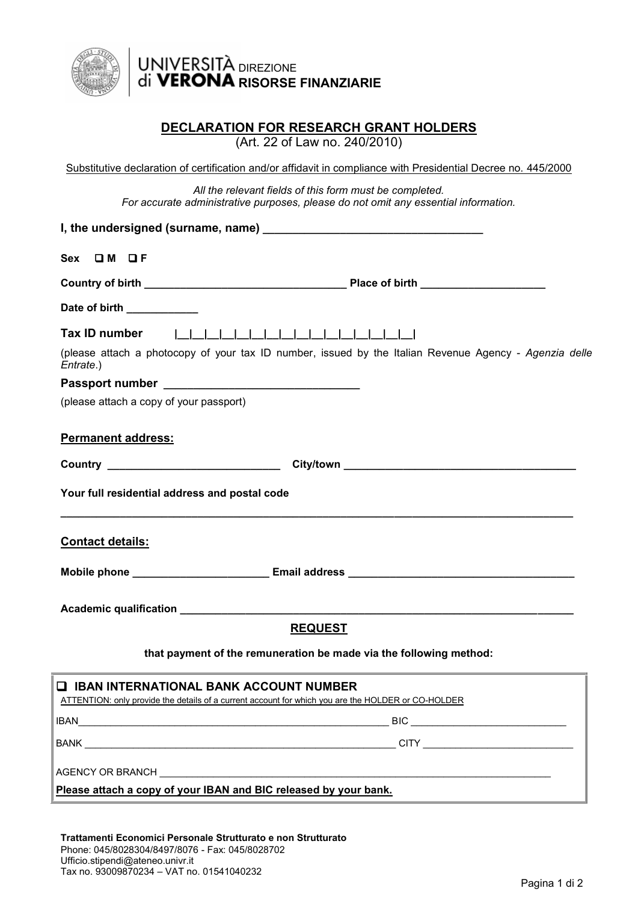UNIVERSITÀ di VERONA DIREZIONE **RISORSE FINANZIARIE**

# DECLARATION FOR RESEARCH GRANT HOLDERS

(Art. 22 of Law no. 240/2010)

Substitutive declaration of certification and/or affidavit in compliance with Presidential Decree no. 445/2000

*All the relevant fields of this form must be completed.*
*For accurate administrative purposes, please do not omit any essential information.*

**I, the undersigned (surname, name) ________________________________**

**Sex ❑ M ❑ F**

**Country of birth ________________________________ Place of birth ____________________**

**Date of birth ___________**

**Tax ID number** |__|__|__|__|__|__|__|__|__|__|__|__|__|__|__|__|

(please attach a photocopy of your tax ID number, issued by the Italian Revenue Agency - *Agenzia delle Entrate*.)

**Passport number ______________________________**

(please attach a copy of your passport)

## Permanent address:

**Country ____________________________ City/town ______________________________________**

**Your full residential address and postal code**

__________________________________________________________________________________

## Contact details:

**Mobile phone ______________________ Email address _____________________________________**

**Academic qualification ___________________________________________________________________**

## REQUEST

**that payment of the remuneration be made via the following method:**

**❑ IBAN INTERNATIONAL BANK ACCOUNT NUMBER**

ATTENTION: only provide the details of a current account for which you are the HOLDER or CO-HOLDER

IBAN________________________________________________________ BIC ____________________________

BANK ________________________________________________________ CITY ___________________________

AGENCY OR BRANCH __________________________________________________________________________

**Please attach a copy of your IBAN and BIC released by your bank.**

**Trattamenti Economici Personale Strutturato e non Strutturato**
Phone: 045/8028304/8497/8076 - Fax: 045/8028702
Ufficio.stipendi@ateneo.univr.it
Tax no. 93009870234 – VAT no. 01541040232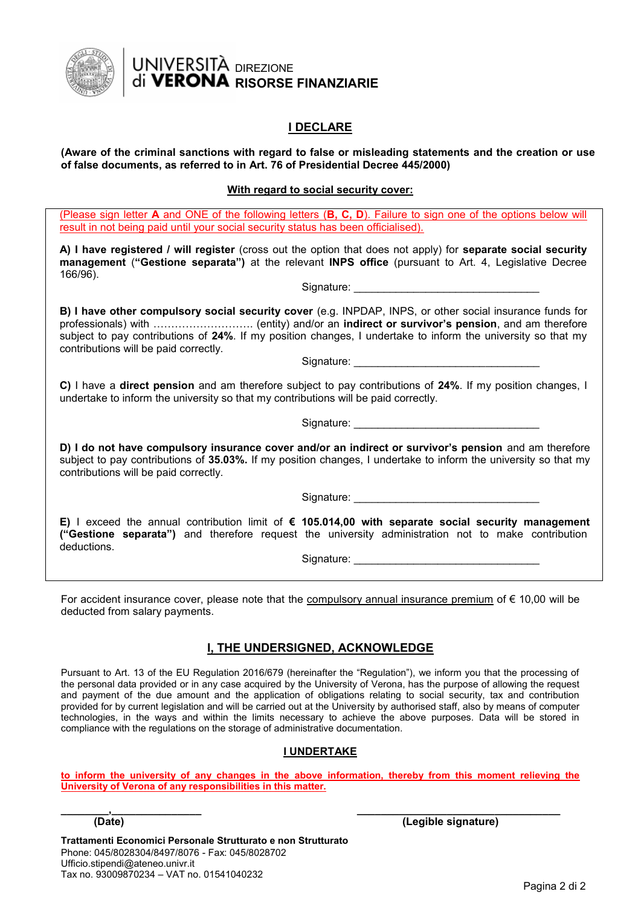UNIVERSITÀ di **VERONA** DIREZIONE **RISORSE FINANZIARIE**

## I DECLARE

**(Aware of the criminal sanctions with regard to false or misleading statements and the creation or use of false documents, as referred to in Art. 76 of Presidential Decree 445/2000)**

**With regard to social security cover:**

(Please sign letter **A** and ONE of the following letters (**B, C, D**). Failure to sign one of the options below will result in not being paid until your social security status has been officialised).

**A) I have registered / will register** (cross out the option that does not apply) for **separate social security management** (**"Gestione separata")** at the relevant **INPS office** (pursuant to Art. 4, Legislative Decree 166/96).

Signature: _______________________________

**B) I have other compulsory social security cover** (e.g. INPDAP, INPS, or other social insurance funds for professionals) with ……………………… (entity) and/or an **indirect or survivor's pension**, and am therefore subject to pay contributions of **24%**. If my position changes, I undertake to inform the university so that my contributions will be paid correctly.

Signature: _______________________________

**C)** I have a **direct pension** and am therefore subject to pay contributions of **24%**. If my position changes, I undertake to inform the university so that my contributions will be paid correctly.

Signature: _______________________________

**D) I do not have compulsory insurance cover and/or an indirect or survivor's pension** and am therefore subject to pay contributions of **35.03%.** If my position changes, I undertake to inform the university so that my contributions will be paid correctly.

Signature: _______________________________

**E)** I exceed the annual contribution limit of **€ 105.014,00 with separate social security management ("Gestione separata")** and therefore request the university administration not to make contribution deductions.

Signature: _______________________________

For accident insurance cover, please note that the compulsory annual insurance premium of € 10,00 will be deducted from salary payments.

## I, THE UNDERSIGNED, ACKNOWLEDGE

Pursuant to Art. 13 of the EU Regulation 2016/679 (hereinafter the "Regulation"), we inform you that the processing of the personal data provided or in any case acquired by the University of Verona, has the purpose of allowing the request and payment of the due amount and the application of obligations relating to social security, tax and contribution provided for by current legislation and will be carried out at the University by authorised staff, also by means of computer technologies, in the ways and within the limits necessary to achieve the above purposes. Data will be stored in compliance with the regulations on the storage of administrative documentation.

## I UNDERTAKE

**to inform the university of any changes in the above information, thereby from this moment relieving the University of Verona of any responsibilities in this matter.**

________,_______________ **(Date)**

_________________________________ **(Legible signature)**

**Trattamenti Economici Personale Strutturato e non Strutturato**
Phone: 045/8028304/8497/8076 - Fax: 045/8028702
Ufficio.stipendi@ateneo.univr.it
Tax no. 93009870234 – VAT no. 01541040232